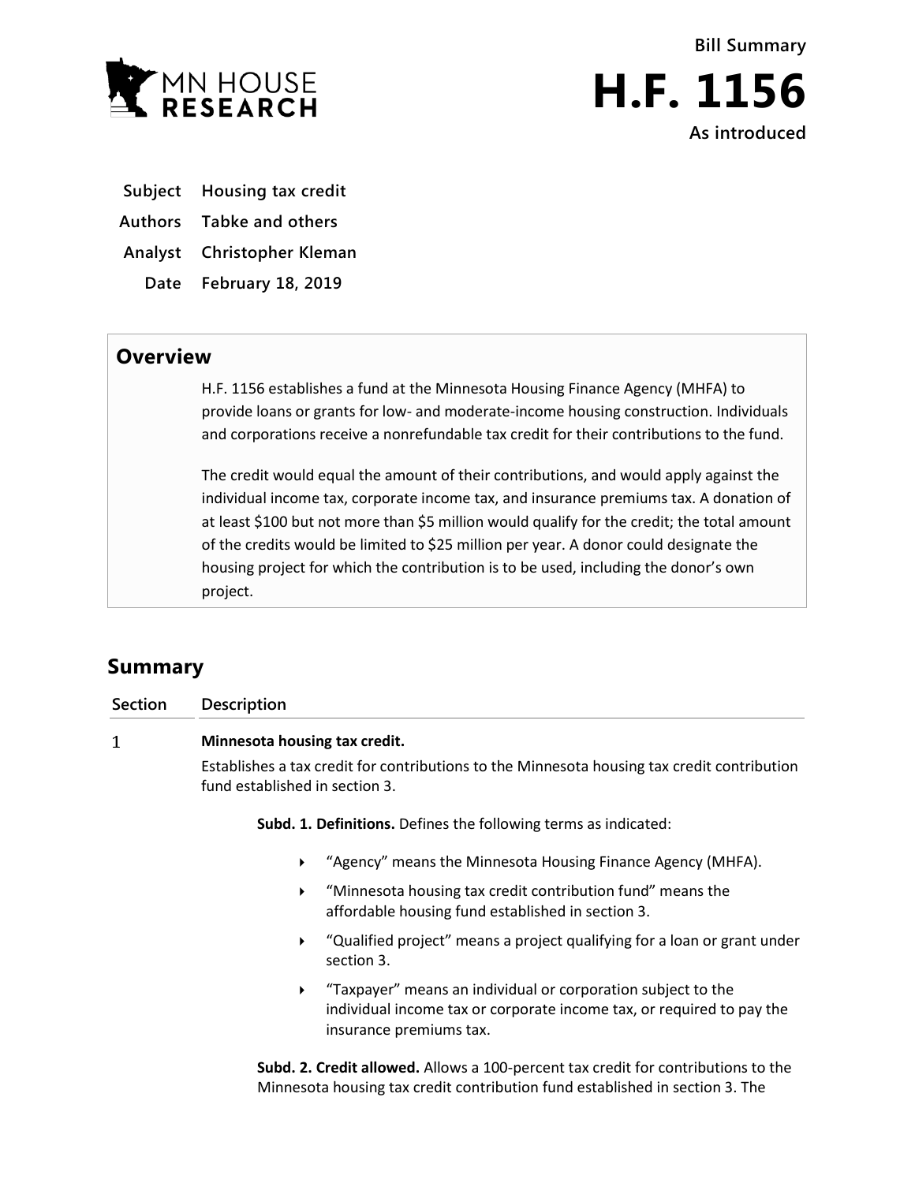MN HOUSE RESEARCH

**Bill Summary**

# H.F. 1156

**As introduced**

| | |
|---|---|
| **Subject** | **Housing tax credit** |
| **Authors** | **Tabke and others** |
| **Analyst** | **Christopher Kleman** |
| **Date** | **February 18, 2019** |

## Overview

H.F. 1156 establishes a fund at the Minnesota Housing Finance Agency (MHFA) to provide loans or grants for low- and moderate-income housing construction. Individuals and corporations receive a nonrefundable tax credit for their contributions to the fund.

The credit would equal the amount of their contributions, and would apply against the individual income tax, corporate income tax, and insurance premiums tax. A donation of at least $100 but not more than $5 million would qualify for the credit; the total amount of the credits would be limited to $25 million per year. A donor could designate the housing project for which the contribution is to be used, including the donor's own project.

## Summary

| Section | Description |
|---|---|

**1** **Minnesota housing tax credit.**

Establishes a tax credit for contributions to the Minnesota housing tax credit contribution fund established in section 3.

**Subd. 1. Definitions.** Defines the following terms as indicated:

- "Agency" means the Minnesota Housing Finance Agency (MHFA).
- "Minnesota housing tax credit contribution fund" means the affordable housing fund established in section 3.
- "Qualified project" means a project qualifying for a loan or grant under section 3.
- "Taxpayer" means an individual or corporation subject to the individual income tax or corporate income tax, or required to pay the insurance premiums tax.

**Subd. 2. Credit allowed.** Allows a 100-percent tax credit for contributions to the Minnesota housing tax credit contribution fund established in section 3. The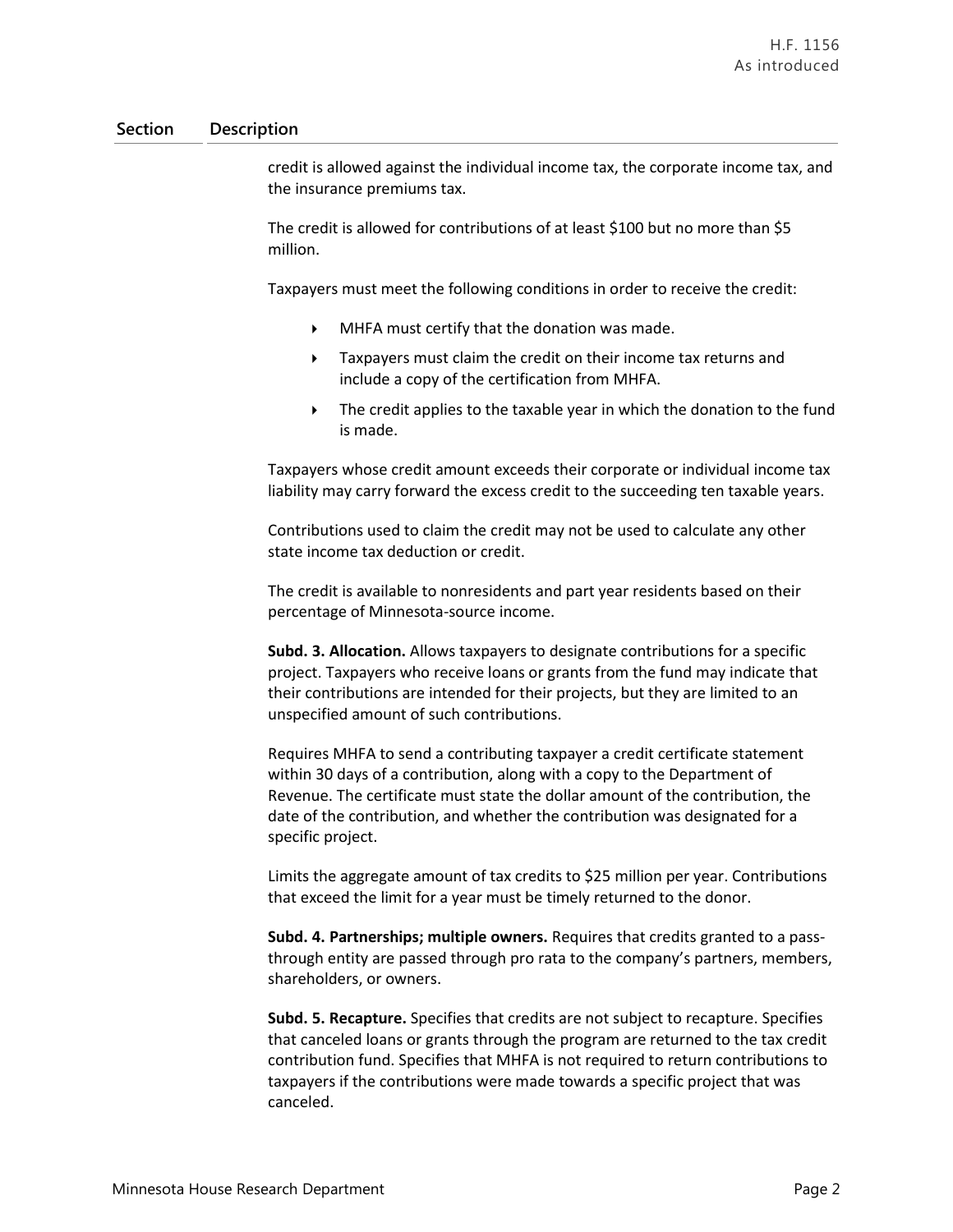| Section | Description |
|---|---|
| | credit is allowed against the individual income tax, the corporate income tax, and the insurance premiums tax. |

The credit is allowed for contributions of at least $100 but no more than $5 million.

Taxpayers must meet the following conditions in order to receive the credit:

- MHFA must certify that the donation was made.
- Taxpayers must claim the credit on their income tax returns and include a copy of the certification from MHFA.
- The credit applies to the taxable year in which the donation to the fund is made.

Taxpayers whose credit amount exceeds their corporate or individual income tax liability may carry forward the excess credit to the succeeding ten taxable years.

Contributions used to claim the credit may not be used to calculate any other state income tax deduction or credit.

The credit is available to nonresidents and part year residents based on their percentage of Minnesota-source income.

**Subd. 3. Allocation.** Allows taxpayers to designate contributions for a specific project. Taxpayers who receive loans or grants from the fund may indicate that their contributions are intended for their projects, but they are limited to an unspecified amount of such contributions.

Requires MHFA to send a contributing taxpayer a credit certificate statement within 30 days of a contribution, along with a copy to the Department of Revenue. The certificate must state the dollar amount of the contribution, the date of the contribution, and whether the contribution was designated for a specific project.

Limits the aggregate amount of tax credits to $25 million per year. Contributions that exceed the limit for a year must be timely returned to the donor.

**Subd. 4. Partnerships; multiple owners.** Requires that credits granted to a pass-through entity are passed through pro rata to the company's partners, members, shareholders, or owners.

**Subd. 5. Recapture.** Specifies that credits are not subject to recapture. Specifies that canceled loans or grants through the program are returned to the tax credit contribution fund. Specifies that MHFA is not required to return contributions to taxpayers if the contributions were made towards a specific project that was canceled.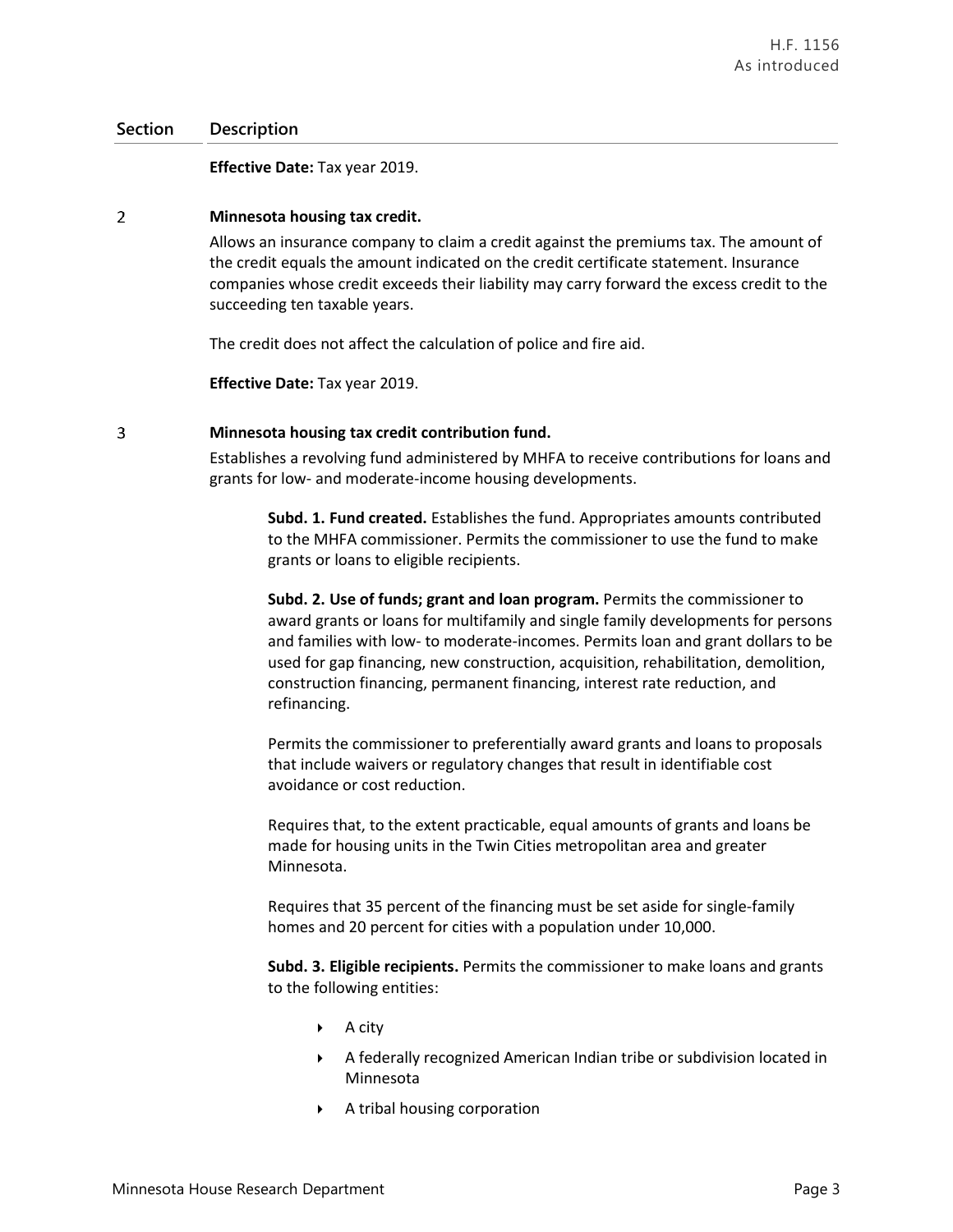| Section | Description |
|---|---|
| | **Effective Date:** Tax year 2019. |
| 2 | **Minnesota housing tax credit.** |

Allows an insurance company to claim a credit against the premiums tax. The amount of the credit equals the amount indicated on the credit certificate statement. Insurance companies whose credit exceeds their liability may carry forward the excess credit to the succeeding ten taxable years.

The credit does not affect the calculation of police and fire aid.

**Effective Date:** Tax year 2019.

## 3 Minnesota housing tax credit contribution fund.

Establishes a revolving fund administered by MHFA to receive contributions for loans and grants for low- and moderate-income housing developments.

**Subd. 1. Fund created.** Establishes the fund. Appropriates amounts contributed to the MHFA commissioner. Permits the commissioner to use the fund to make grants or loans to eligible recipients.

**Subd. 2. Use of funds; grant and loan program.** Permits the commissioner to award grants or loans for multifamily and single family developments for persons and families with low- to moderate-incomes. Permits loan and grant dollars to be used for gap financing, new construction, acquisition, rehabilitation, demolition, construction financing, permanent financing, interest rate reduction, and refinancing.

Permits the commissioner to preferentially award grants and loans to proposals that include waivers or regulatory changes that result in identifiable cost avoidance or cost reduction.

Requires that, to the extent practicable, equal amounts of grants and loans be made for housing units in the Twin Cities metropolitan area and greater Minnesota.

Requires that 35 percent of the financing must be set aside for single-family homes and 20 percent for cities with a population under 10,000.

**Subd. 3. Eligible recipients.** Permits the commissioner to make loans and grants to the following entities:

- A city
- A federally recognized American Indian tribe or subdivision located in Minnesota
- A tribal housing corporation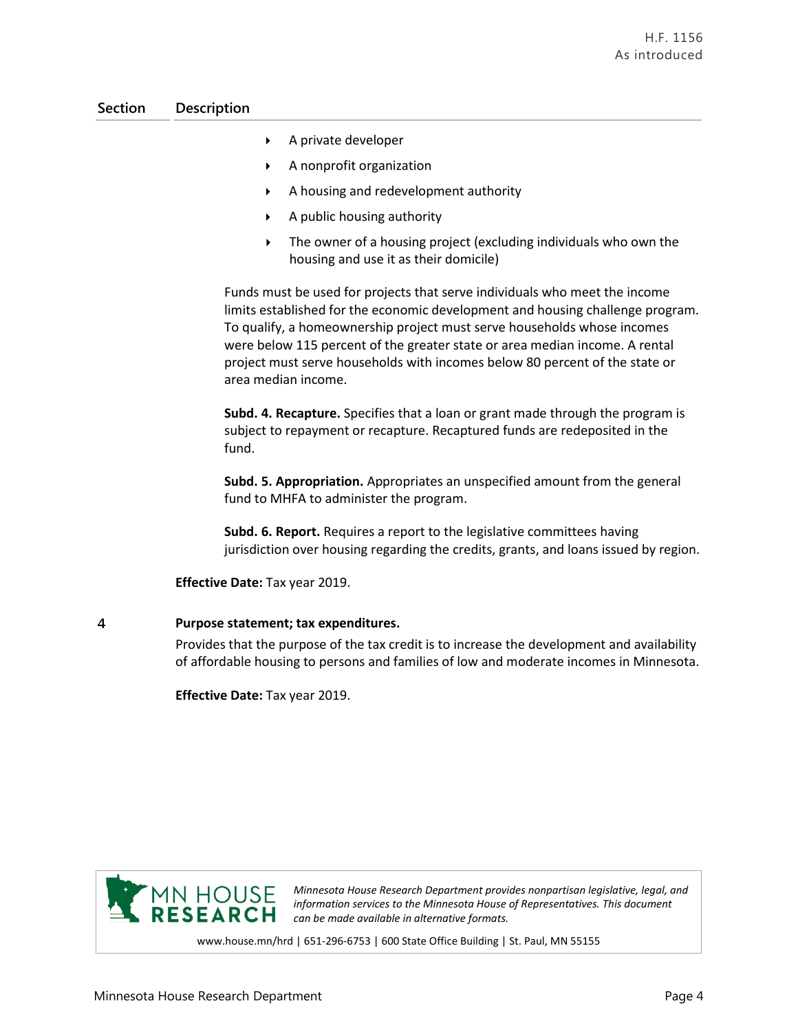| Section | Description |
|---|---|

- A private developer
- A nonprofit organization
- A housing and redevelopment authority
- A public housing authority
- The owner of a housing project (excluding individuals who own the housing and use it as their domicile)

Funds must be used for projects that serve individuals who meet the income limits established for the economic development and housing challenge program. To qualify, a homeownership project must serve households whose incomes were below 115 percent of the greater state or area median income. A rental project must serve households with incomes below 80 percent of the state or area median income.

**Subd. 4. Recapture.** Specifies that a loan or grant made through the program is subject to repayment or recapture. Recaptured funds are redeposited in the fund.

**Subd. 5. Appropriation.** Appropriates an unspecified amount from the general fund to MHFA to administer the program.

**Subd. 6. Report.** Requires a report to the legislative committees having jurisdiction over housing regarding the credits, grants, and loans issued by region.

**Effective Date:** Tax year 2019.

4 **Purpose statement; tax expenditures.**

Provides that the purpose of the tax credit is to increase the development and availability of affordable housing to persons and families of low and moderate incomes in Minnesota.

**Effective Date:** Tax year 2019.

MN HOUSE RESEARCH

*Minnesota House Research Department provides nonpartisan legislative, legal, and information services to the Minnesota House of Representatives. This document can be made available in alternative formats.*

www.house.mn/hrd | 651-296-6753 | 600 State Office Building | St. Paul, MN 55155